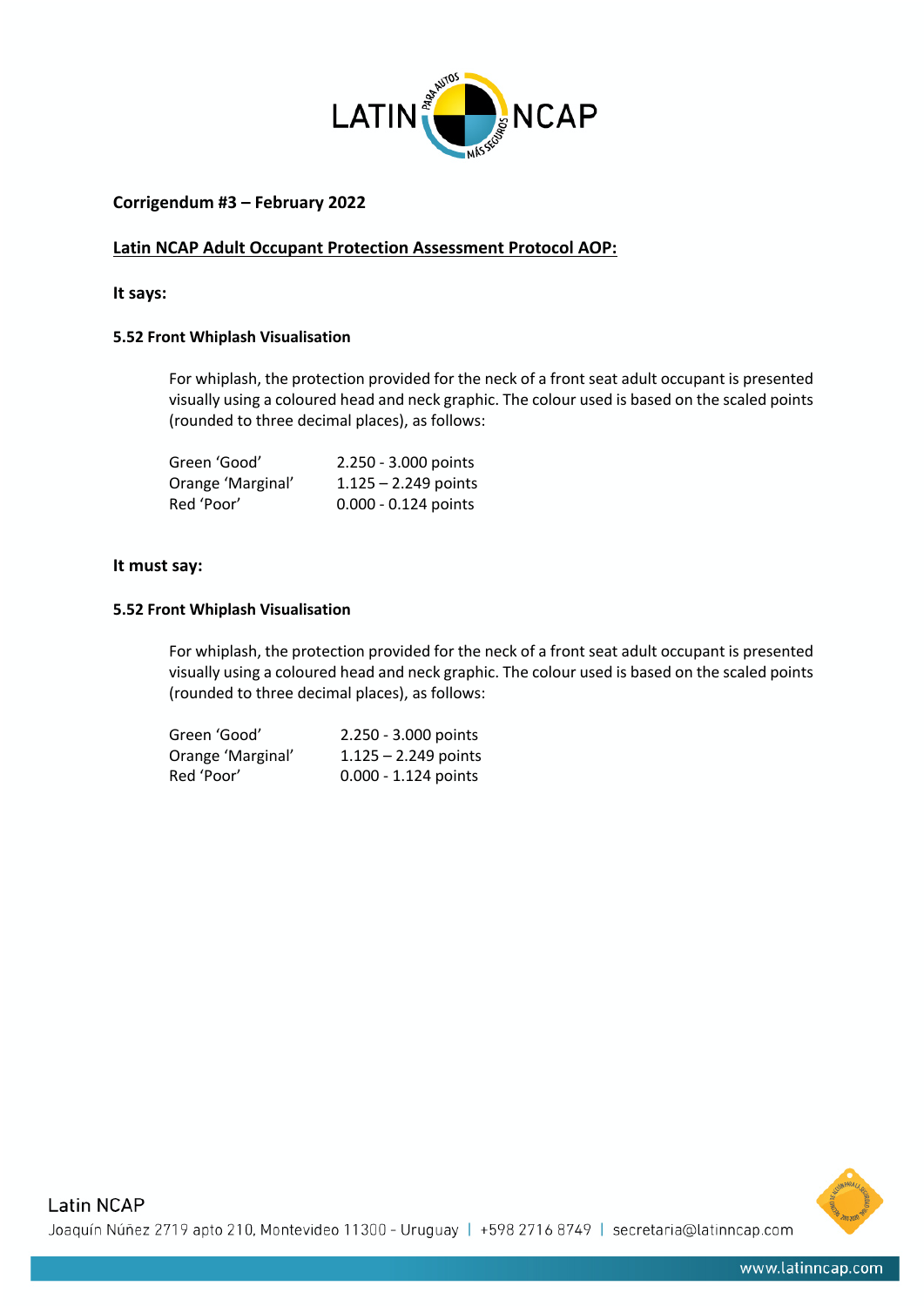**Corrigendum #3 – February 2022**

**Latin NCAP Adult Occupant Protection Assessment Protocol AOP:**

**It says:**

**5.52 Front Whiplash Visualisation**

For whiplash, the protection provided for the neck of a front seat adult occupant is presented visually using a coloured head and neck graphic. The colour used is based on the scaled points (rounded to three decimal places), as follows:

| | |
|---|---|
| Green 'Good' | 2.250 - 3.000 points |
| Orange 'Marginal' | 1.125 – 2.249 points |
| Red 'Poor' | 0.000 - 0.124 points |

**It must say:**

**5.52 Front Whiplash Visualisation**

For whiplash, the protection provided for the neck of a front seat adult occupant is presented visually using a coloured head and neck graphic. The colour used is based on the scaled points (rounded to three decimal places), as follows:

| | |
|---|---|
| Green 'Good' | 2.250 - 3.000 points |
| Orange 'Marginal' | 1.125 – 2.249 points |
| Red 'Poor' | 0.000 - 1.124 points |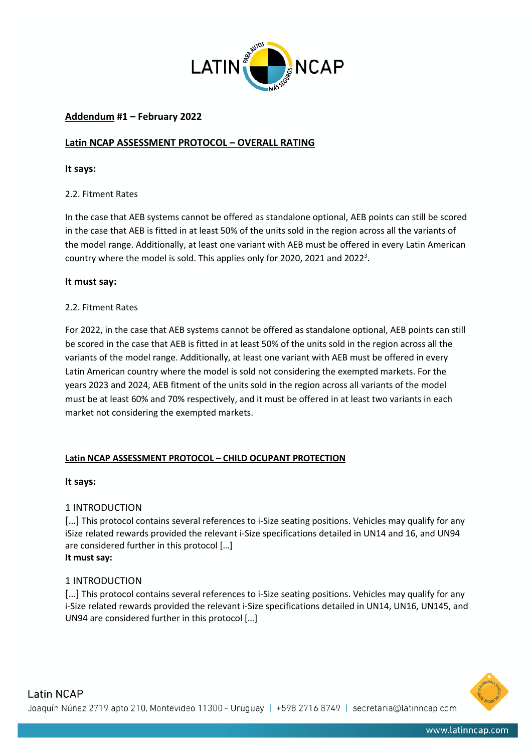**Addendum #1 – February 2022**

**Latin NCAP ASSESSMENT PROTOCOL – OVERALL RATING**

**It says:**

2.2. Fitment Rates

In the case that AEB systems cannot be offered as standalone optional, AEB points can still be scored in the case that AEB is fitted in at least 50% of the units sold in the region across all the variants of the model range. Additionally, at least one variant with AEB must be offered in every Latin American country where the model is sold. This applies only for 2020, 2021 and 2022[3].

**It must say:**

2.2. Fitment Rates

For 2022, in the case that AEB systems cannot be offered as standalone optional, AEB points can still be scored in the case that AEB is fitted in at least 50% of the units sold in the region across all the variants of the model range. Additionally, at least one variant with AEB must be offered in every Latin American country where the model is sold not considering the exempted markets. For the years 2023 and 2024, AEB fitment of the units sold in the region across all variants of the model must be at least 60% and 70% respectively, and it must be offered in at least two variants in each market not considering the exempted markets.

**Latin NCAP ASSESSMENT PROTOCOL – CHILD OCUPANT PROTECTION**

**It says:**

1 INTRODUCTION

[...] This protocol contains several references to i-Size seating positions. Vehicles may qualify for any iSize related rewards provided the relevant i-Size specifications detailed in UN14 and 16, and UN94 are considered further in this protocol [...]

**It must say:**

1 INTRODUCTION

[...] This protocol contains several references to i-Size seating positions. Vehicles may qualify for any i-Size related rewards provided the relevant i-Size specifications detailed in UN14, UN16, UN145, and UN94 are considered further in this protocol [...]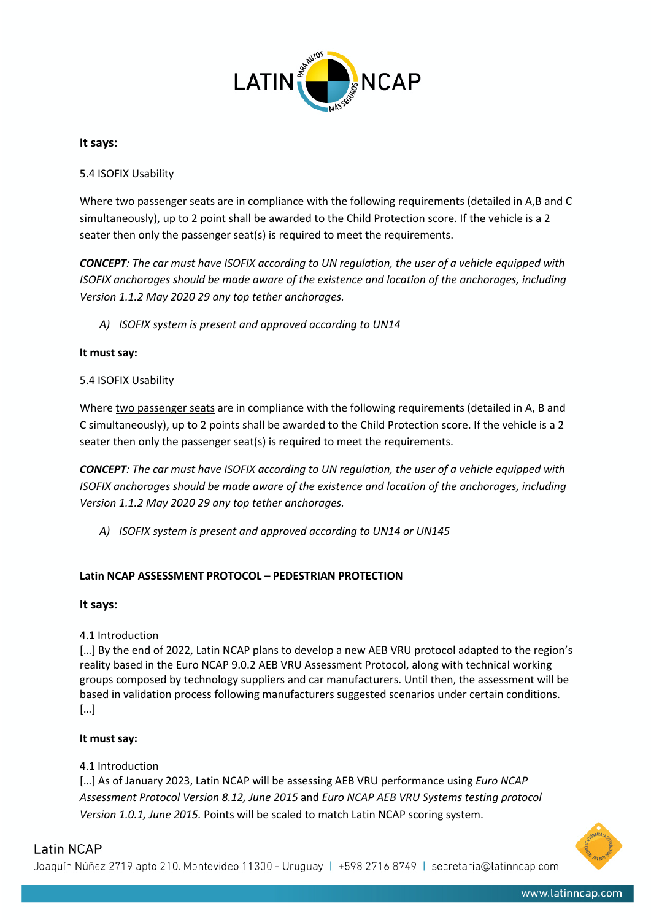**It says:**

5.4 ISOFIX Usability

Where two passenger seats are in compliance with the following requirements (detailed in A,B and C simultaneously), up to 2 point shall be awarded to the Child Protection score. If the vehicle is a 2 seater then only the passenger seat(s) is required to meet the requirements.

***CONCEPT****: The car must have ISOFIX according to UN regulation, the user of a vehicle equipped with ISOFIX anchorages should be made aware of the existence and location of the anchorages, including Version 1.1.2 May 2020 29 any top tether anchorages.*

*A) ISOFIX system is present and approved according to UN14*

**It must say:**

5.4 ISOFIX Usability

Where two passenger seats are in compliance with the following requirements (detailed in A, B and C simultaneously), up to 2 points shall be awarded to the Child Protection score. If the vehicle is a 2 seater then only the passenger seat(s) is required to meet the requirements.

***CONCEPT****: The car must have ISOFIX according to UN regulation, the user of a vehicle equipped with ISOFIX anchorages should be made aware of the existence and location of the anchorages, including Version 1.1.2 May 2020 29 any top tether anchorages.*

*A) ISOFIX system is present and approved according to UN14 or UN145*

## Latin NCAP ASSESSMENT PROTOCOL – PEDESTRIAN PROTECTION

**It says:**

4.1 Introduction
[…] By the end of 2022, Latin NCAP plans to develop a new AEB VRU protocol adapted to the region's reality based in the Euro NCAP 9.0.2 AEB VRU Assessment Protocol, along with technical working groups composed by technology suppliers and car manufacturers. Until then, the assessment will be based in validation process following manufacturers suggested scenarios under certain conditions.
[…]

**It must say:**

4.1 Introduction
[…] As of January 2023, Latin NCAP will be assessing AEB VRU performance using *Euro NCAP Assessment Protocol Version 8.12, June 2015* and *Euro NCAP AEB VRU Systems testing protocol Version 1.0.1, June 2015.* Points will be scaled to match Latin NCAP scoring system.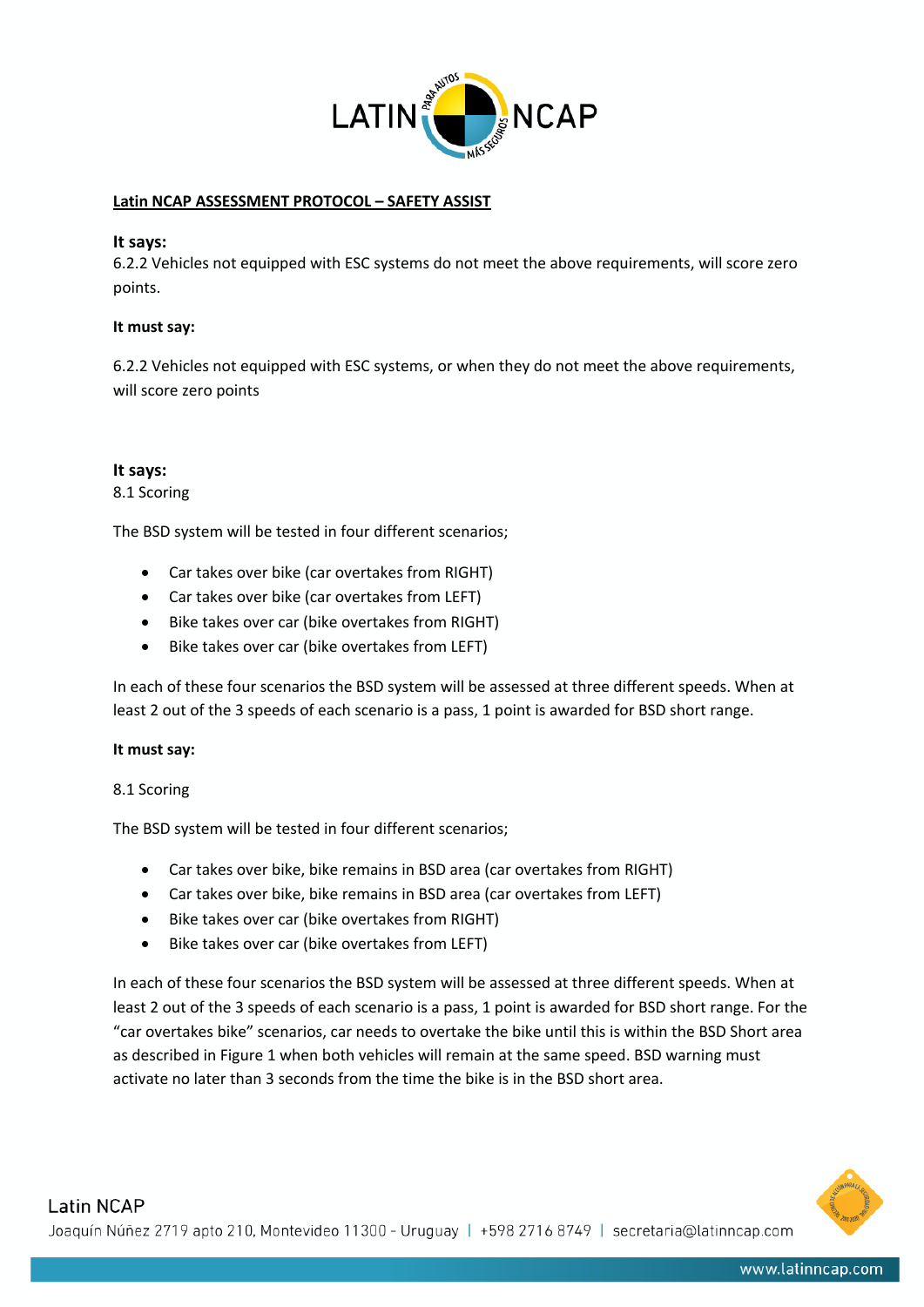**Latin NCAP ASSESSMENT PROTOCOL – SAFETY ASSIST**

**It says:**

6.2.2 Vehicles not equipped with ESC systems do not meet the above requirements, will score zero points.

**It must say:**

6.2.2 Vehicles not equipped with ESC systems, or when they do not meet the above requirements, will score zero points

**It says:**

8.1 Scoring

The BSD system will be tested in four different scenarios;

- Car takes over bike (car overtakes from RIGHT)
- Car takes over bike (car overtakes from LEFT)
- Bike takes over car (bike overtakes from RIGHT)
- Bike takes over car (bike overtakes from LEFT)

In each of these four scenarios the BSD system will be assessed at three different speeds. When at least 2 out of the 3 speeds of each scenario is a pass, 1 point is awarded for BSD short range.

**It must say:**

8.1 Scoring

The BSD system will be tested in four different scenarios;

- Car takes over bike, bike remains in BSD area (car overtakes from RIGHT)
- Car takes over bike, bike remains in BSD area (car overtakes from LEFT)
- Bike takes over car (bike overtakes from RIGHT)
- Bike takes over car (bike overtakes from LEFT)

In each of these four scenarios the BSD system will be assessed at three different speeds. When at least 2 out of the 3 speeds of each scenario is a pass, 1 point is awarded for BSD short range. For the "car overtakes bike" scenarios, car needs to overtake the bike until this is within the BSD Short area as described in Figure 1 when both vehicles will remain at the same speed. BSD warning must activate no later than 3 seconds from the time the bike is in the BSD short area.

Latin NCAP

Joaquín Núñez 2719 apto 210, Montevideo 11300 - Uruguay | +598 2716 8749 | secretaria@latinncap.com

www.latinncap.com